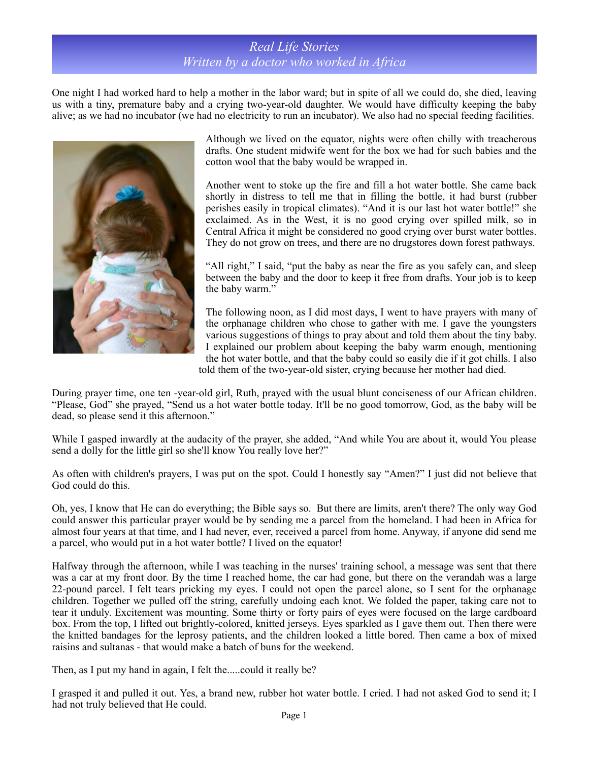# *Real Life Stories*
## *Written by a doctor who worked in Africa*

One night I had worked hard to help a mother in the labor ward; but in spite of all we could do, she died, leaving us with a tiny, premature baby and a crying two-year-old daughter. We would have difficulty keeping the baby alive; as we had no incubator (we had no electricity to run an incubator). We also had no special feeding facilities.

Although we lived on the equator, nights were often chilly with treacherous drafts. One student midwife went for the box we had for such babies and the cotton wool that the baby would be wrapped in.

Another went to stoke up the fire and fill a hot water bottle. She came back shortly in distress to tell me that in filling the bottle, it had burst (rubber perishes easily in tropical climates). "And it is our last hot water bottle!" she exclaimed. As in the West, it is no good crying over spilled milk, so in Central Africa it might be considered no good crying over burst water bottles. They do not grow on trees, and there are no drugstores down forest pathways.

"All right," I said, "put the baby as near the fire as you safely can, and sleep between the baby and the door to keep it free from drafts. Your job is to keep the baby warm."

The following noon, as I did most days, I went to have prayers with many of the orphanage children who chose to gather with me. I gave the youngsters various suggestions of things to pray about and told them about the tiny baby. I explained our problem about keeping the baby warm enough, mentioning the hot water bottle, and that the baby could so easily die if it got chills. I also told them of the two-year-old sister, crying because her mother had died.

During prayer time, one ten -year-old girl, Ruth, prayed with the usual blunt conciseness of our African children. "Please, God" she prayed, "Send us a hot water bottle today. It'll be no good tomorrow, God, as the baby will be dead, so please send it this afternoon."

While I gasped inwardly at the audacity of the prayer, she added, "And while You are about it, would You please send a dolly for the little girl so she'll know You really love her?"

As often with children's prayers, I was put on the spot. Could I honestly say "Amen?" I just did not believe that God could do this.

Oh, yes, I know that He can do everything; the Bible says so. But there are limits, aren't there? The only way God could answer this particular prayer would be by sending me a parcel from the homeland. I had been in Africa for almost four years at that time, and I had never, ever, received a parcel from home. Anyway, if anyone did send me a parcel, who would put in a hot water bottle? I lived on the equator!

Halfway through the afternoon, while I was teaching in the nurses' training school, a message was sent that there was a car at my front door. By the time I reached home, the car had gone, but there on the verandah was a large 22-pound parcel. I felt tears pricking my eyes. I could not open the parcel alone, so I sent for the orphanage children. Together we pulled off the string, carefully undoing each knot. We folded the paper, taking care not to tear it unduly. Excitement was mounting. Some thirty or forty pairs of eyes were focused on the large cardboard box. From the top, I lifted out brightly-colored, knitted jerseys. Eyes sparkled as I gave them out. Then there were the knitted bandages for the leprosy patients, and the children looked a little bored. Then came a box of mixed raisins and sultanas - that would make a batch of buns for the weekend.

Then, as I put my hand in again, I felt the.....could it really be?

I grasped it and pulled it out. Yes, a brand new, rubber hot water bottle. I cried. I had not asked God to send it; I had not truly believed that He could.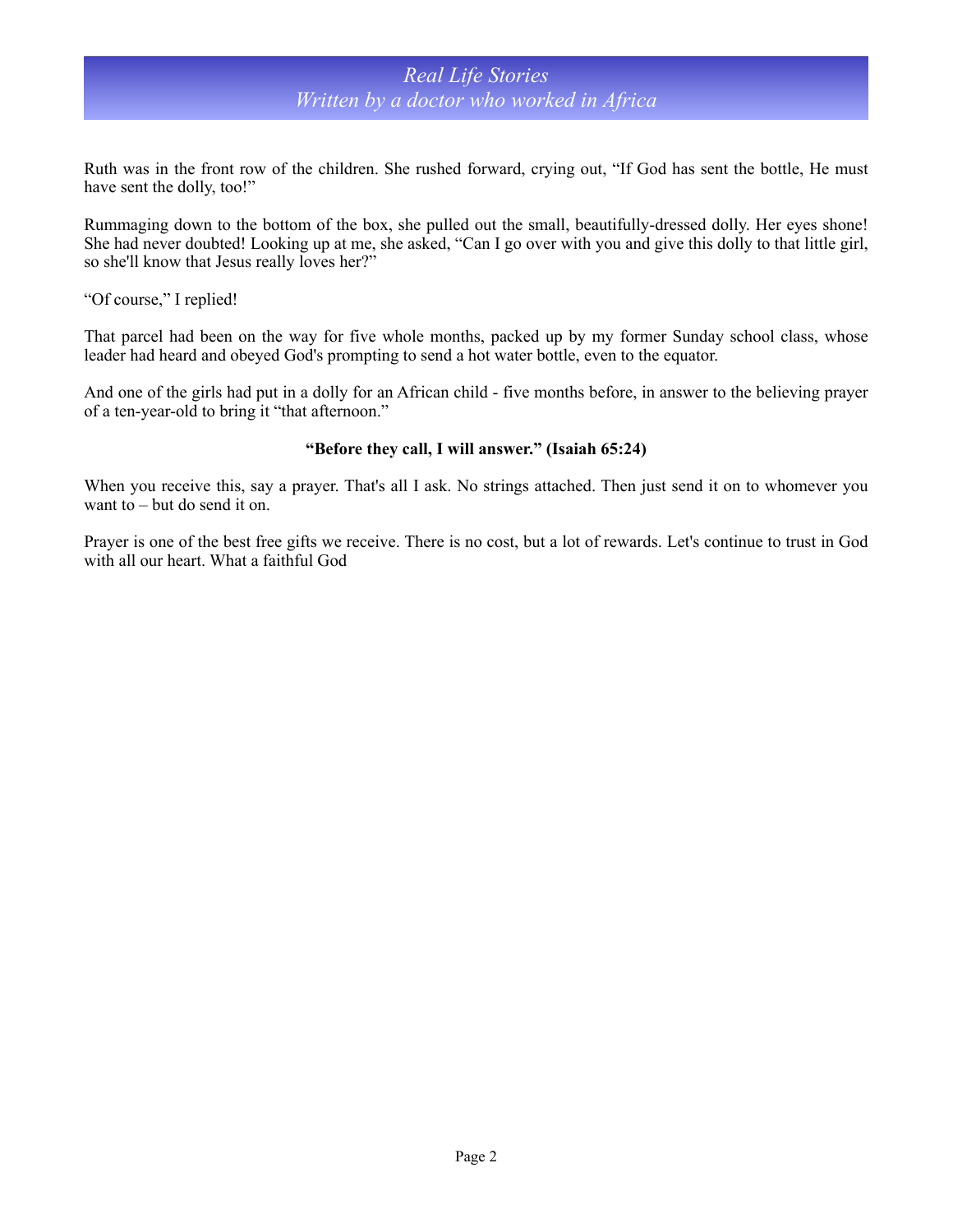Ruth was in the front row of the children. She rushed forward, crying out, “If God has sent the bottle, He must have sent the dolly, too!”

Rummaging down to the bottom of the box, she pulled out the small, beautifully-dressed dolly. Her eyes shone! She had never doubted! Looking up at me, she asked, “Can I go over with you and give this dolly to that little girl, so she'll know that Jesus really loves her?”

“Of course,” I replied!

That parcel had been on the way for five whole months, packed up by my former Sunday school class, whose leader had heard and obeyed God's prompting to send a hot water bottle, even to the equator.

And one of the girls had put in a dolly for an African child - five months before, in answer to the believing prayer of a ten-year-old to bring it “that afternoon.”

**“Before they call, I will answer.” (Isaiah 65:24)**

When you receive this, say a prayer. That's all I ask. No strings attached. Then just send it on to whomever you want to – but do send it on.

Prayer is one of the best free gifts we receive. There is no cost, but a lot of rewards. Let's continue to trust in God with all our heart. What a faithful God